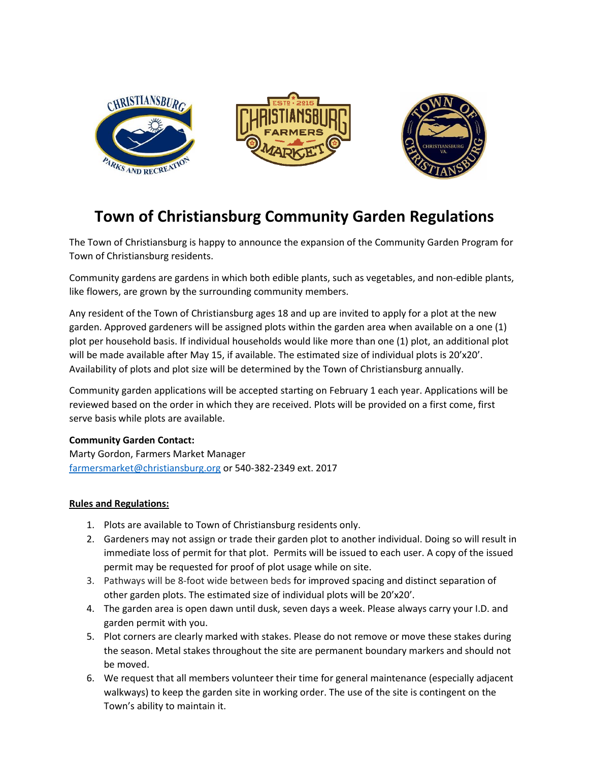# Town of Christiansburg Community Garden Regulations

The Town of Christiansburg is happy to announce the expansion of the Community Garden Program for Town of Christiansburg residents.

Community gardens are gardens in which both edible plants, such as vegetables, and non-edible plants, like flowers, are grown by the surrounding community members.

Any resident of the Town of Christiansburg ages 18 and up are invited to apply for a plot at the new garden. Approved gardeners will be assigned plots within the garden area when available on a one (1) plot per household basis. If individual households would like more than one (1) plot, an additional plot will be made available after May 15, if available. The estimated size of individual plots is 20'x20'. Availability of plots and plot size will be determined by the Town of Christiansburg annually.

Community garden applications will be accepted starting on February 1 each year. Applications will be reviewed based on the order in which they are received. Plots will be provided on a first come, first serve basis while plots are available.

**Community Garden Contact:**
Marty Gordon, Farmers Market Manager
farmersmarket@christiansburg.org or 540-382-2349 ext. 2017

**Rules and Regulations:**

1. Plots are available to Town of Christiansburg residents only.
2. Gardeners may not assign or trade their garden plot to another individual. Doing so will result in immediate loss of permit for that plot. Permits will be issued to each user. A copy of the issued permit may be requested for proof of plot usage while on site.
3. Pathways will be 8-foot wide between beds for improved spacing and distinct separation of other garden plots. The estimated size of individual plots will be 20'x20'.
4. The garden area is open dawn until dusk, seven days a week. Please always carry your I.D. and garden permit with you.
5. Plot corners are clearly marked with stakes. Please do not remove or move these stakes during the season. Metal stakes throughout the site are permanent boundary markers and should not be moved.
6. We request that all members volunteer their time for general maintenance (especially adjacent walkways) to keep the garden site in working order. The use of the site is contingent on the Town's ability to maintain it.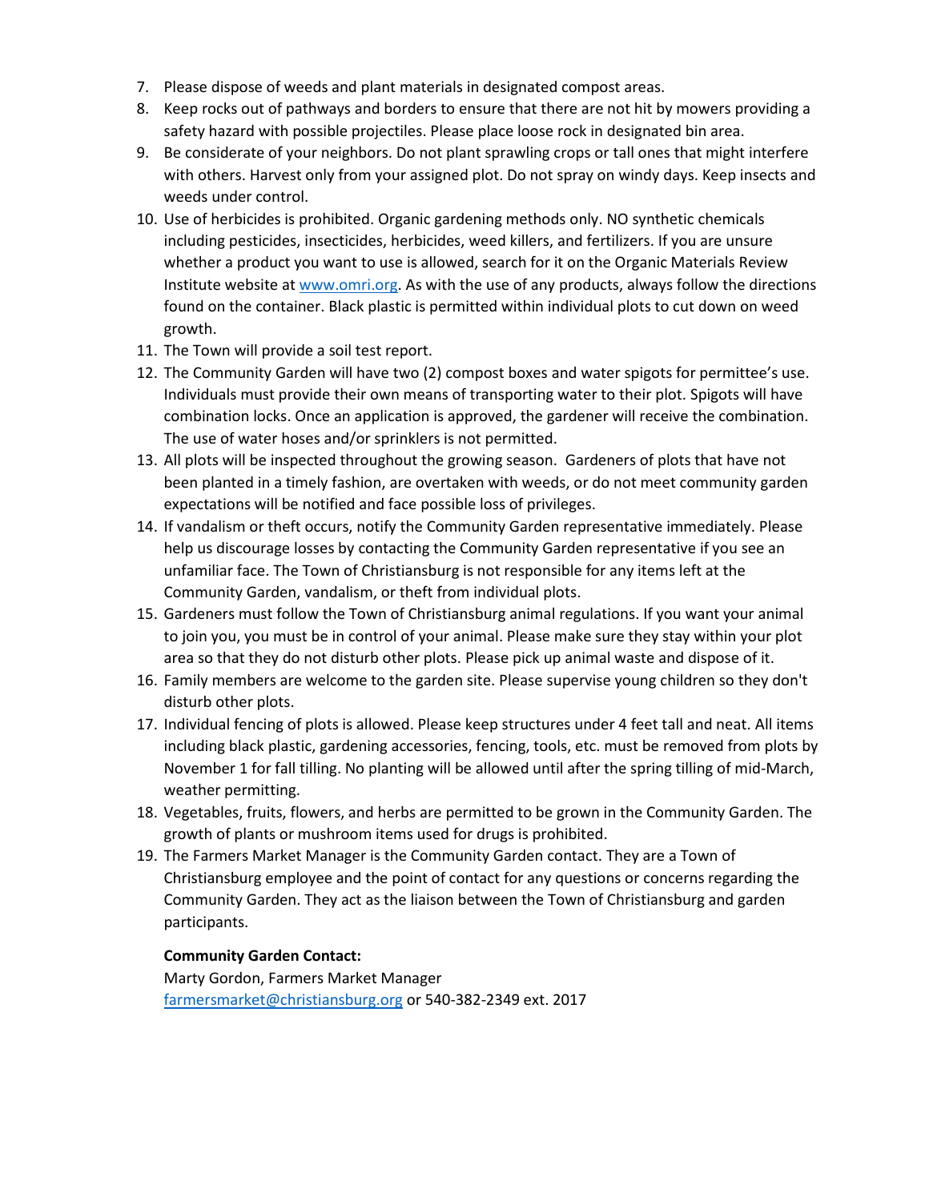7. Please dispose of weeds and plant materials in designated compost areas.
8. Keep rocks out of pathways and borders to ensure that there are not hit by mowers providing a safety hazard with possible projectiles. Please place loose rock in designated bin area.
9. Be considerate of your neighbors. Do not plant sprawling crops or tall ones that might interfere with others. Harvest only from your assigned plot. Do not spray on windy days. Keep insects and weeds under control.
10. Use of herbicides is prohibited. Organic gardening methods only. NO synthetic chemicals including pesticides, insecticides, herbicides, weed killers, and fertilizers. If you are unsure whether a product you want to use is allowed, search for it on the Organic Materials Review Institute website at [www.omri.org](http://www.omri.org). As with the use of any products, always follow the directions found on the container. Black plastic is permitted within individual plots to cut down on weed growth.
11. The Town will provide a soil test report.
12. The Community Garden will have two (2) compost boxes and water spigots for permittee's use. Individuals must provide their own means of transporting water to their plot. Spigots will have combination locks. Once an application is approved, the gardener will receive the combination. The use of water hoses and/or sprinklers is not permitted.
13. All plots will be inspected throughout the growing season. Gardeners of plots that have not been planted in a timely fashion, are overtaken with weeds, or do not meet community garden expectations will be notified and face possible loss of privileges.
14. If vandalism or theft occurs, notify the Community Garden representative immediately. Please help us discourage losses by contacting the Community Garden representative if you see an unfamiliar face. The Town of Christiansburg is not responsible for any items left at the Community Garden, vandalism, or theft from individual plots.
15. Gardeners must follow the Town of Christiansburg animal regulations. If you want your animal to join you, you must be in control of your animal. Please make sure they stay within your plot area so that they do not disturb other plots. Please pick up animal waste and dispose of it.
16. Family members are welcome to the garden site. Please supervise young children so they don't disturb other plots.
17. Individual fencing of plots is allowed. Please keep structures under 4 feet tall and neat. All items including black plastic, gardening accessories, fencing, tools, etc. must be removed from plots by November 1 for fall tilling. No planting will be allowed until after the spring tilling of mid-March, weather permitting.
18. Vegetables, fruits, flowers, and herbs are permitted to be grown in the Community Garden. The growth of plants or mushroom items used for drugs is prohibited.
19. The Farmers Market Manager is the Community Garden contact. They are a Town of Christiansburg employee and the point of contact for any questions or concerns regarding the Community Garden. They act as the liaison between the Town of Christiansburg and garden participants.

**Community Garden Contact:**
Marty Gordon, Farmers Market Manager
[farmersmarket@christiansburg.org](mailto:farmersmarket@christiansburg.org) or 540-382-2349 ext. 2017